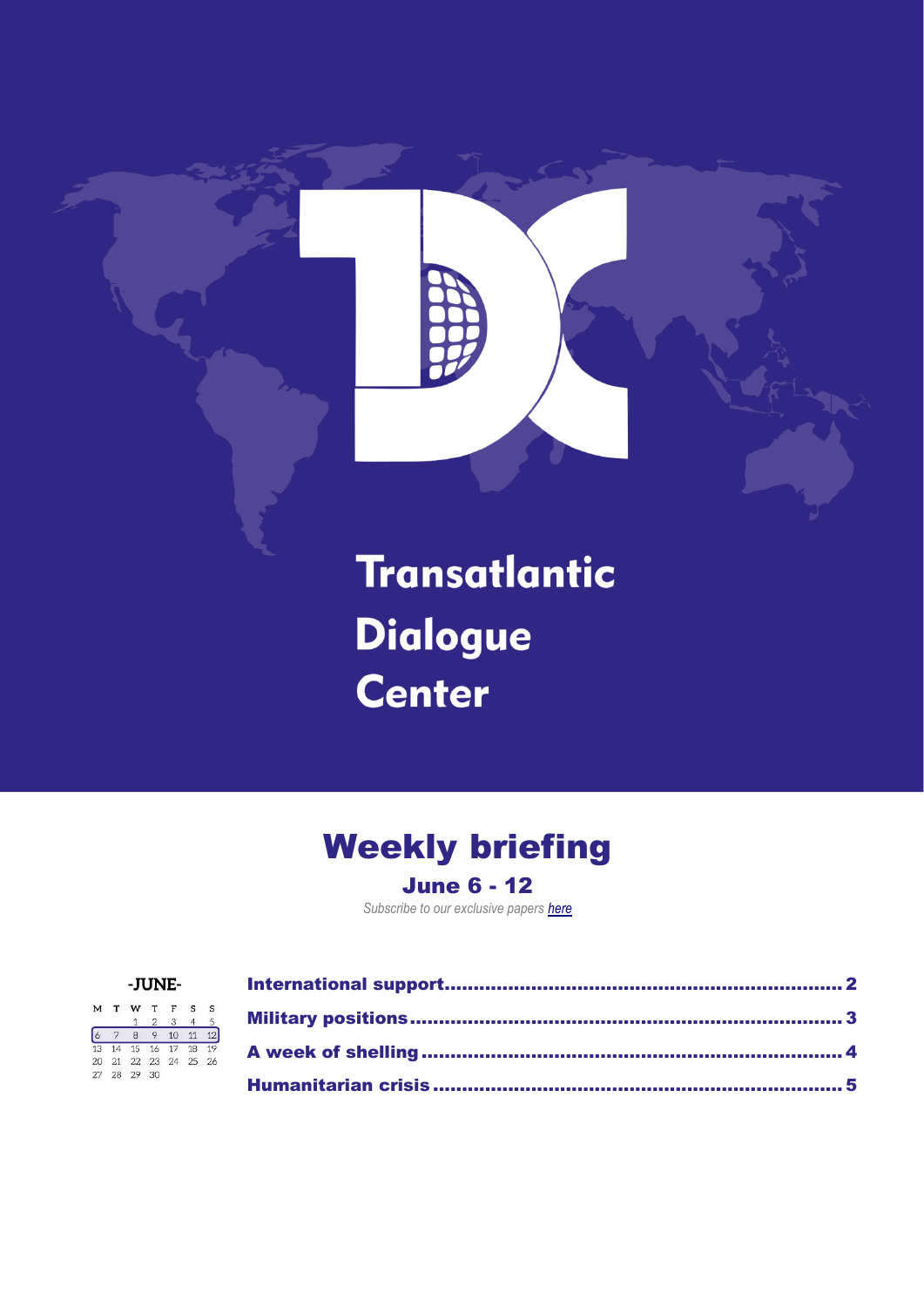# Transatlantic Dialogue Center

## Weekly briefing

### June 6 - 12

*Subscribe to our exclusive papers here*

-JUNE-

| M | T | W | T | F | S | S |
|---|---|---|---|---|---|---|
| | | 1 | 2 | 3 | 4 | 5 |
| 6 | 7 | 8 | 9 | 10 | 11 | 12 |
| 13 | 14 | 15 | 16 | 17 | 18 | 19 |
| 20 | 21 | 22 | 23 | 24 | 25 | 26 |
| 27 | 28 | 29 | 30 | | | |

**International support** ........................................................ 2

**Military positions** ........................................................... 3

**A week of shelling** ........................................................... 4

**Humanitarian crisis** ......................................................... 5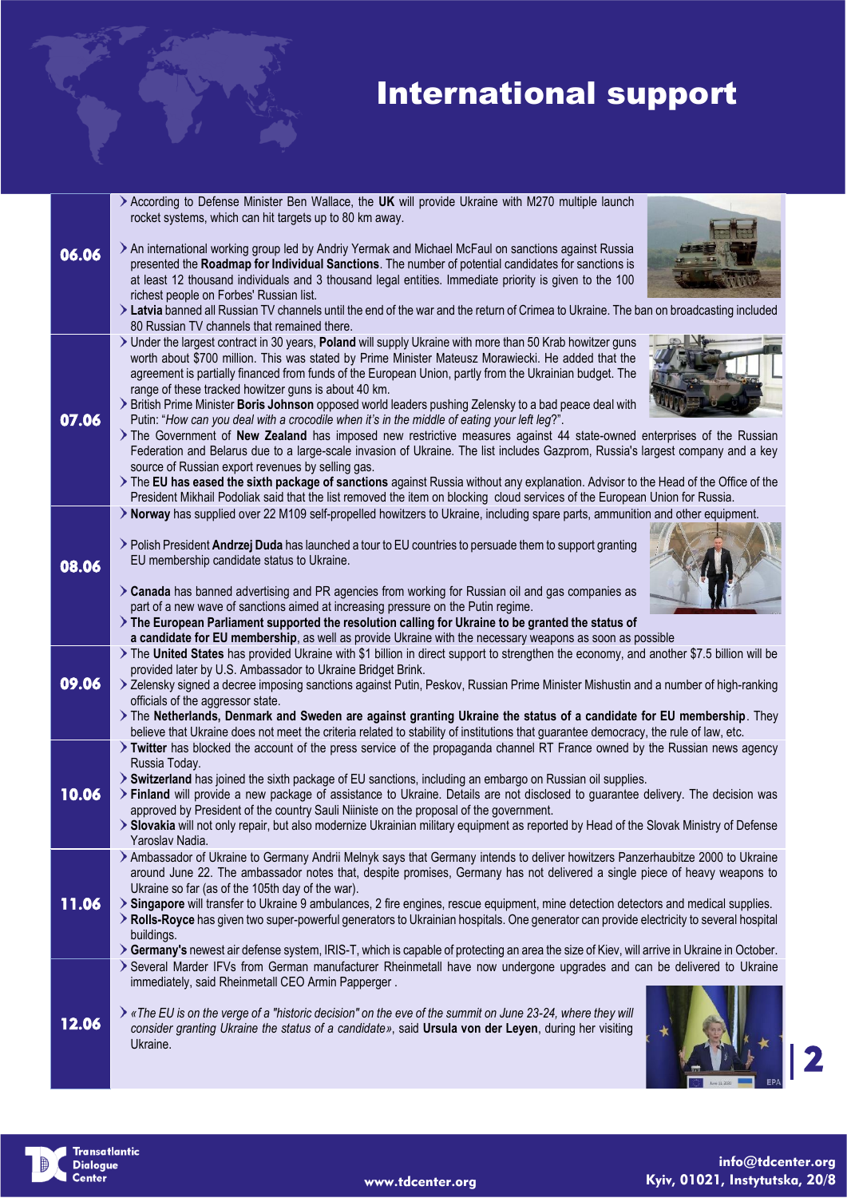# International support

## 06.06

- According to Defense Minister Ben Wallace, the **UK** will provide Ukraine with M270 multiple launch rocket systems, which can hit targets up to 80 km away.
- An international working group led by Andriy Yermak and Michael McFaul on sanctions against Russia presented the **Roadmap for Individual Sanctions**. The number of potential candidates for sanctions is at least 12 thousand individuals and 3 thousand legal entities. Immediate priority is given to the 100 richest people on Forbes' Russian list.
- **Latvia** banned all Russian TV channels until the end of the war and the return of Crimea to Ukraine. The ban on broadcasting included 80 Russian TV channels that remained there.

## 07.06

- Under the largest contract in 30 years, **Poland** will supply Ukraine with more than 50 Krab howitzer guns worth about $700 million. This was stated by Prime Minister Mateusz Morawiecki. He added that the agreement is partially financed from funds of the European Union, partly from the Ukrainian budget. The range of these tracked howitzer guns is about 40 km.
- British Prime Minister **Boris Johnson** opposed world leaders pushing Zelensky to a bad peace deal with Putin: "*How can you deal with a crocodile when it's in the middle of eating your left leg*?".
- The Government of **New Zealand** has imposed new restrictive measures against 44 state-owned enterprises of the Russian Federation and Belarus due to a large-scale invasion of Ukraine. The list includes Gazprom, Russia's largest company and a key source of Russian export revenues by selling gas.
- The **EU has eased the sixth package of sanctions** against Russia without any explanation. Advisor to the Head of the Office of the President Mikhail Podoliak said that the list removed the item on blocking cloud services of the European Union for Russia.

## 08.06

- **Norway** has supplied over 22 M109 self-propelled howitzers to Ukraine, including spare parts, ammunition and other equipment.
- Polish President **Andrzej Duda** has launched a tour to EU countries to persuade them to support granting EU membership candidate status to Ukraine.
- **Canada** has banned advertising and PR agencies from working for Russian oil and gas companies as part of a new wave of sanctions aimed at increasing pressure on the Putin regime.
- **The European Parliament supported the resolution calling for Ukraine to be granted the status of a candidate for EU membership**, as well as provide Ukraine with the necessary weapons as soon as possible

## 09.06

- The **United States** has provided Ukraine with $1 billion in direct support to strengthen the economy, and another $7.5 billion will be provided later by U.S. Ambassador to Ukraine Bridget Brink.
- Zelensky signed a decree imposing sanctions against Putin, Peskov, Russian Prime Minister Mishustin and a number of high-ranking officials of the aggressor state.
- The **Netherlands, Denmark and Sweden are against granting Ukraine the status of a candidate for EU membership**. They believe that Ukraine does not meet the criteria related to stability of institutions that guarantee democracy, the rule of law, etc.

## 10.06

- **Twitter** has blocked the account of the press service of the propaganda channel RT France owned by the Russian news agency Russia Today.
- **Switzerland** has joined the sixth package of EU sanctions, including an embargo on Russian oil supplies.
- **Finland** will provide a new package of assistance to Ukraine. Details are not disclosed to guarantee delivery. The decision was approved by President of the country Sauli Niiniste on the proposal of the government.
- **Slovakia** will not only repair, but also modernize Ukrainian military equipment as reported by Head of the Slovak Ministry of Defense Yaroslav Nadia.

## 11.06

- Ambassador of Ukraine to Germany Andrii Melnyk says that Germany intends to deliver howitzers Panzerhaubitze 2000 to Ukraine around June 22. The ambassador notes that, despite promises, Germany has not delivered a single piece of heavy weapons to Ukraine so far (as of the 105th day of the war).
- **Singapore** will transfer to Ukraine 9 ambulances, 2 fire engines, rescue equipment, mine detection detectors and medical supplies.
- **Rolls-Royce** has given two super-powerful generators to Ukrainian hospitals. One generator can provide electricity to several hospital buildings.
- **Germany's** newest air defense system, IRIS-T, which is capable of protecting an area the size of Kiev, will arrive in Ukraine in October.

## 12.06

- Several Marder IFVs from German manufacturer Rheinmetall have now undergone upgrades and can be delivered to Ukraine immediately, said Rheinmetall CEO Armin Papperger .
- *«The EU is on the verge of a "historic decision" on the eve of the summit on June 23-24, where they will consider granting Ukraine the status of a candidate»*, said **Ursula von der Leyen**, during her visiting Ukraine.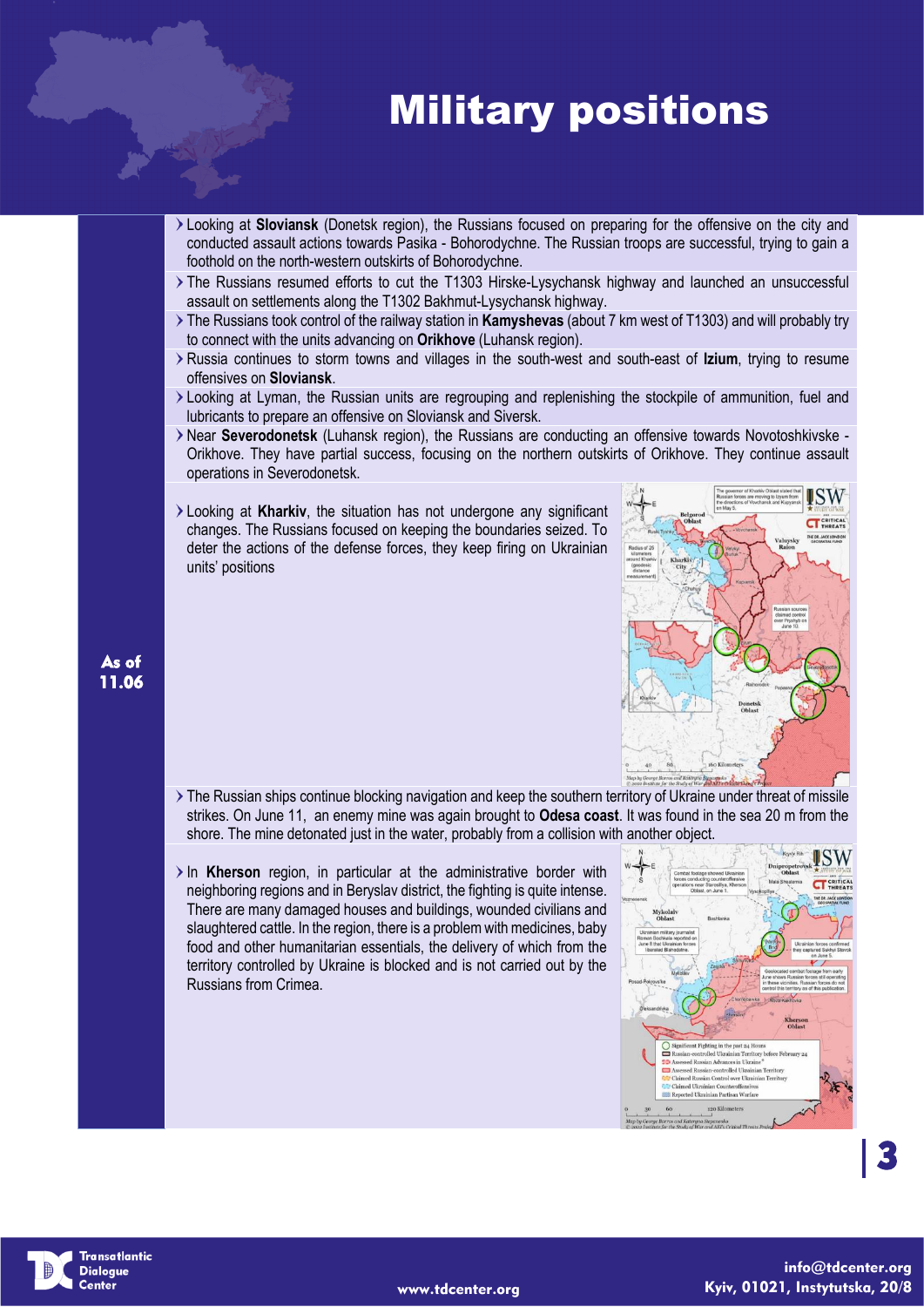# Military positions

**As of 11.06**

- Looking at **Sloviansk** (Donetsk region), the Russians focused on preparing for the offensive on the city and conducted assault actions towards Pasika - Bohorodychne. The Russian troops are successful, trying to gain a foothold on the north-western outskirts of Bohorodychne.
- The Russians resumed efforts to cut the T1303 Hirske-Lysychansk highway and launched an unsuccessful assault on settlements along the T1302 Bakhmut-Lysychansk highway.
- The Russians took control of the railway station in **Kamyshevas** (about 7 km west of T1303) and will probably try to connect with the units advancing on **Orikhove** (Luhansk region).
- Russia continues to storm towns and villages in the south-west and south-east of **Izium**, trying to resume offensives on **Sloviansk**.
- Looking at Lyman, the Russian units are regrouping and replenishing the stockpile of ammunition, fuel and lubricants to prepare an offensive on Sloviansk and Siversk.
- Near **Severodonetsk** (Luhansk region), the Russians are conducting an offensive towards Novotoshkivske - Orikhove. They have partial success, focusing on the northern outskirts of Orikhove. They continue assault operations in Severodonetsk.
- Looking at **Kharkiv**, the situation has not undergone any significant changes. The Russians focused on keeping the boundaries seized. To deter the actions of the defense forces, they keep firing on Ukrainian units' positions
- The Russian ships continue blocking navigation and keep the southern territory of Ukraine under threat of missile strikes. On June 11, an enemy mine was again brought to **Odesa coast**. It was found in the sea 20 m from the shore. The mine detonated just in the water, probably from a collision with another object.
- In **Kherson** region, in particular at the administrative border with neighboring regions and in Beryslav district, the fighting is quite intense. There are many damaged houses and buildings, wounded civilians and slaughtered cattle. In the region, there is a problem with medicines, baby food and other humanitarian essentials, the delivery of which from the territory controlled by Ukraine is blocked and is not carried out by the Russians from Crimea.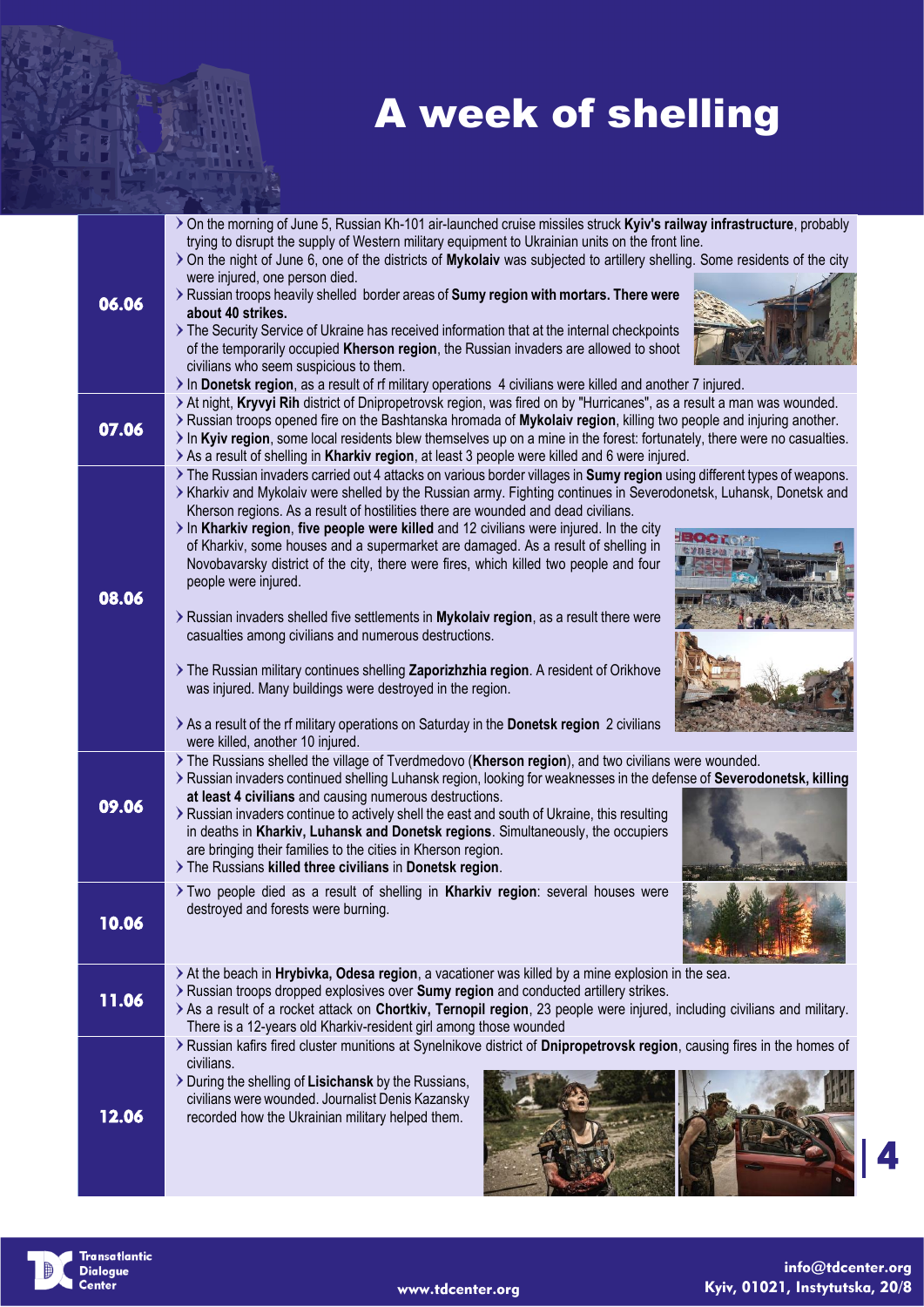# A week of shelling

## 06.06

- On the morning of June 5, Russian Kh-101 air-launched cruise missiles struck **Kyiv's railway infrastructure**, probably trying to disrupt the supply of Western military equipment to Ukrainian units on the front line.
- On the night of June 6, one of the districts of **Mykolaiv** was subjected to artillery shelling. Some residents of the city were injured, one person died.
- Russian troops heavily shelled border areas of **Sumy region with mortars. There were about 40 strikes.**
- The Security Service of Ukraine has received information that at the internal checkpoints of the temporarily occupied **Kherson region**, the Russian invaders are allowed to shoot civilians who seem suspicious to them.
- In **Donetsk region**, as a result of rf military operations 4 civilians were killed and another 7 injured.

## 07.06

- At night, **Kryvyi Rih** district of Dnipropetrovsk region, was fired on by "Hurricanes", as a result a man was wounded.
- Russian troops opened fire on the Bashtanska hromada of **Mykolaiv region**, killing two people and injuring another.
- In **Kyiv region**, some local residents blew themselves up on a mine in the forest: fortunately, there were no casualties.
- As a result of shelling in **Kharkiv region**, at least 3 people were killed and 6 were injured.

## 08.06

- The Russian invaders carried out 4 attacks on various border villages in **Sumy region** using different types of weapons.
- Kharkiv and Mykolaiv were shelled by the Russian army. Fighting continues in Severodonetsk, Luhansk, Donetsk and Kherson regions. As a result of hostilities there are wounded and dead civilians.
- In **Kharkiv region**, **five people were killed** and 12 civilians were injured. In the city of Kharkiv, some houses and a supermarket are damaged. As a result of shelling in Novobavarsky district of the city, there were fires, which killed two people and four people were injured.
- Russian invaders shelled five settlements in **Mykolaiv region**, as a result there were casualties among civilians and numerous destructions.
- The Russian military continues shelling **Zaporizhzhia region**. A resident of Orikhove was injured. Many buildings were destroyed in the region.
- As a result of the rf military operations on Saturday in the **Donetsk region** 2 civilians were killed, another 10 injured.

## 09.06

- The Russians shelled the village of Tverdmedovo (**Kherson region**), and two civilians were wounded.
- Russian invaders continued shelling Luhansk region, looking for weaknesses in the defense of **Severodonetsk, killing at least 4 civilians** and causing numerous destructions.
- Russian invaders continue to actively shell the east and south of Ukraine, this resulting in deaths in **Kharkiv, Luhansk and Donetsk regions**. Simultaneously, the occupiers are bringing their families to the cities in Kherson region.
- The Russians **killed three civilians** in **Donetsk region**.

## 10.06

- Two people died as a result of shelling in **Kharkiv region**: several houses were destroyed and forests were burning.

## 11.06

- At the beach in **Hrybivka, Odesa region**, a vacationer was killed by a mine explosion in the sea.
- Russian troops dropped explosives over **Sumy region** and conducted artillery strikes.
- As a result of a rocket attack on **Chortkiv, Ternopil region**, 23 people were injured, including civilians and military. There is a 12-years old Kharkiv-resident girl among those wounded

## 12.06

- Russian kafirs fired cluster munitions at Synelnikove district of **Dnipropetrovsk region**, causing fires in the homes of civilians.
- During the shelling of **Lisichansk** by the Russians, civilians were wounded. Journalist Denis Kazansky recorded how the Ukrainian military helped them.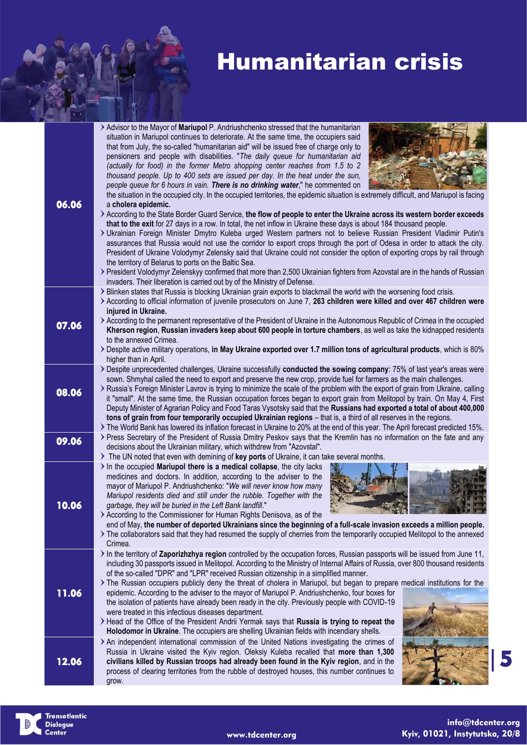# Humanitarian crisis

| | |
|---|---|
| **06.06** | Advisor to the Mayor of **Mariupol** P. Andriushchenko stressed that the humanitarian situation in Mariupol continues to deteriorate. At the same time, the occupiers said that from July, the so-called "humanitarian aid" will be issued free of charge only to pensioners and people with disabilities. "*The daily queue for humanitarian aid (actually for food) in the former Metro shopping center reaches from 1.5 to 2 thousand people. Up to 400 sets are issued per day. In the heat under the sun, people queue for 6 hours in vain.* ***There is no drinking water***," he commented on the situation in the occupied city. In the occupied territories, the epidemic situation is extremely difficult, and Mariupol is facing a **cholera epidemic.**<br>According to the State Border Guard Service, **the flow of people to enter the Ukraine across its western border exceeds that to the exit** for 27 days in a row. In total, the net inflow in Ukraine these days is about 184 thousand people.<br>Ukrainian Foreign Minister Dmytro Kuleba urged Western partners not to believe Russian President Vladimir Putin's assurances that Russia would not use the corridor to export crops through the port of Odesa in order to attack the city. President of Ukraine Volodymyr Zelensky said that Ukraine could not consider the option of exporting crops by rail through the territory of Belarus to ports on the Baltic Sea.<br>President Volodymyr Zelenskyy confirmed that more than 2,500 Ukrainian fighters from Azovstal are in the hands of Russian invaders. Their liberation is carried out by of the Ministry of Defense. |
| **07.06** | Blinken states that Russia is blocking Ukrainian grain exports to blackmail the world with the worsening food crisis.<br>According to official information of juvenile prosecutors on June 7, **263 children were killed and over 467 children were injured in Ukraine.**<br>According to the permanent representative of the President of Ukraine in the Autonomous Republic of Crimea in the occupied **Kherson region**, **Russian invaders keep about 600 people in torture chambers**, as well as take the kidnapped residents to the annexed Crimea.<br>Despite active military operations, **in May Ukraine exported over 1.7 million tons of agricultural products**, which is 80% higher than in April. |
| **08.06** | Despite unprecedented challenges, Ukraine successfully **conducted the sowing company**: 75% of last year's areas were sown. Shmyhal called the need to export and preserve the new crop, provide fuel for farmers as the main challenges.<br>Russia's Foreign Minister Lavrov is trying to minimize the scale of the problem with the export of grain from Ukraine, calling it "small". At the same time, the Russian occupation forces began to export grain from Melitopol by train. On May 4, First Deputy Minister of Agrarian Policy and Food Taras Vysotsky said that the **Russians had exported a total of about 400,000 tons of grain from four temporarily occupied Ukrainian regions** – that is, a third of all reserves in the regions.<br>The World Bank has lowered its inflation forecast in Ukraine to 20% at the end of this year. The April forecast predicted 15%. |
| **09.06** | Press Secretary of the President of Russia Dmitry Peskov says that the Kremlin has no information on the fate and any decisions about the Ukrainian military, which withdrew from "Azovstal".<br>The UN noted that even with demining of **key ports** of Ukraine, it can take several months. |
| **10.06** | In the occupied **Mariupol there is a medical collapse**, the city lacks medicines and doctors. In addition, according to the adviser to the mayor of Mariupol P. Andriushchenko: "*We will never know how many Mariupol residents died and still under the rubble. Together with the garbage, they will be buried in the Left Bank landfill.*"<br>According to the Commissioner for Human Rights Denisova, as of the end of May, **the number of deported Ukrainians since the beginning of a full-scale invasion exceeds a million people.**<br>The collaborators said that they had resumed the supply of cherries from the temporarily occupied Melitopol to the annexed Crimea. |
| **11.06** | In the territory of **Zaporizhzhya region** controlled by the occupation forces, Russian passports will be issued from June 11, including 30 passports issued in Melitopol. According to the Ministry of Internal Affairs of Russia, over 800 thousand residents of the so-called "DPR" and "LPR" received Russian citizenship in a simplified manner.<br>The Russian occupiers publicly deny the threat of cholera in Mariupol, but began to prepare medical institutions for the epidemic. According to the adviser to the mayor of Mariupol P. Andriushchenko, four boxes for the isolation of patients have already been ready in the city. Previously people with COVID-19 were treated in this infectious diseases department.<br>Head of the Office of the President Andrii Yermak says that **Russia is trying to repeat the Holodomor in Ukraine**. The occupiers are shelling Ukrainian fields with incendiary shells. |
| **12.06** | An independent international commission of the United Nations investigating the crimes of Russia in Ukraine visited the Kyiv region. Oleksiy Kuleba recalled that **more than 1,300 civilians killed by Russian troops had already been found in the Kyiv region**, and in the process of clearing territories from the rubble of destroyed houses, this number continues to grow. |

Transatlantic Dialogue Center

www.tdcenter.org

info@tdcenter.org
Kyiv, 01021, Instytutska, 20/8